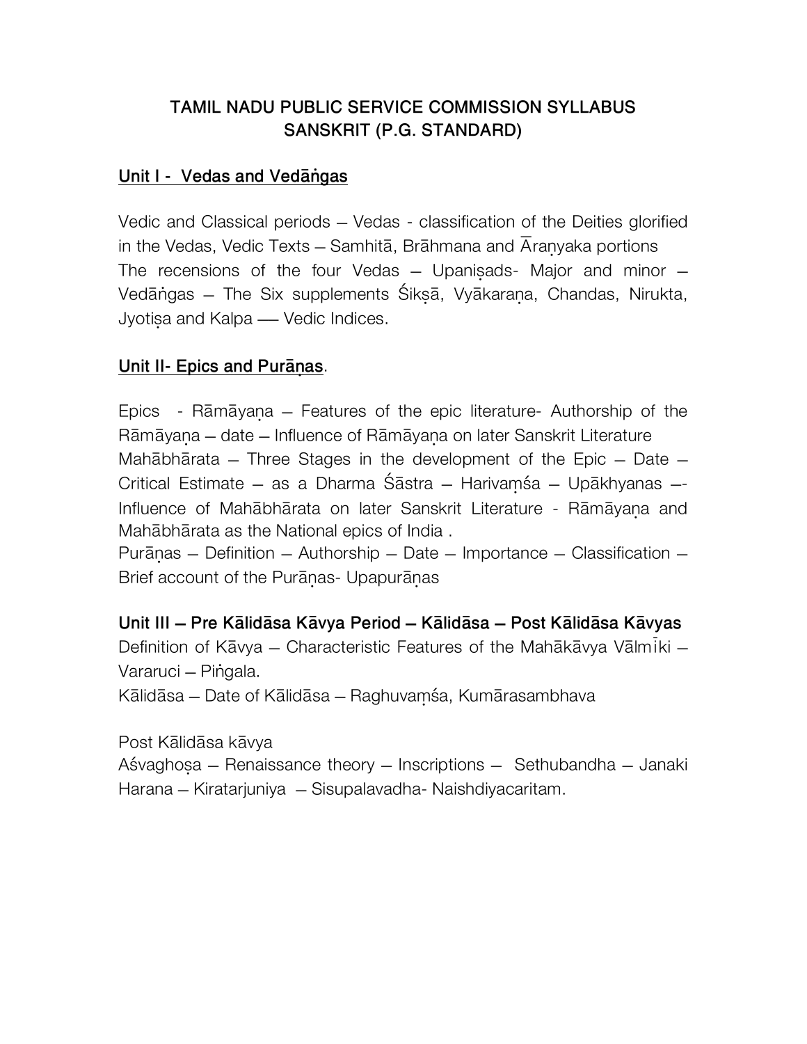# TAMIL NADU PUBLIC SERVICE COMMISSION SYLLABUS
# SANSKRIT (P.G. STANDARD)

## Unit I - Vedas and Vedāṅgas

Vedic and Classical periods – Vedas - classification of the Deities glorified in the Vedas, Vedic Texts – Samhitā, Brāhmana and Āraṇyaka portions
The recensions of the four Vedas – Upaniṣads- Major and minor – Vedāṅgas – The Six supplements Śikṣā, Vyākaraṇa, Chandas, Nirukta, Jyotiṣa and Kalpa —- Vedic Indices.

## Unit II- Epics and Purāṇas.

Epics - Rāmāyaṇa – Features of the epic literature- Authorship of the Rāmāyaṇa – date – Influence of Rāmāyaṇa on later Sanskrit Literature
Mahābhārata – Three Stages in the development of the Epic – Date – Critical Estimate – as a Dharma Śāstra – Harivaṃśa – Upākhyanas –- Influence of Mahābhārata on later Sanskrit Literature - Rāmāyaṇa and Mahābhārata as the National epics of India .
Purāṇas – Definition – Authorship – Date – Importance – Classification – Brief account of the Purāṇas- Upapurāṇas

## Unit III – Pre Kālidāsa Kāvya Period – Kālidāsa – Post Kālidāsa Kāvyas

Definition of Kāvya – Characteristic Features of the Mahākāvya Vālmīki – Vararuci – Piṅgala.
Kālidāsa – Date of Kālidāsa – Raghuvaṃśa, Kumārasambhava

Post Kālidāsa kāvya
Aśvaghoṣa – Renaissance theory – Inscriptions – Sethubandha – Janaki Harana – Kiratarjuniya – Sisupalavadha- Naishdiyacaritam.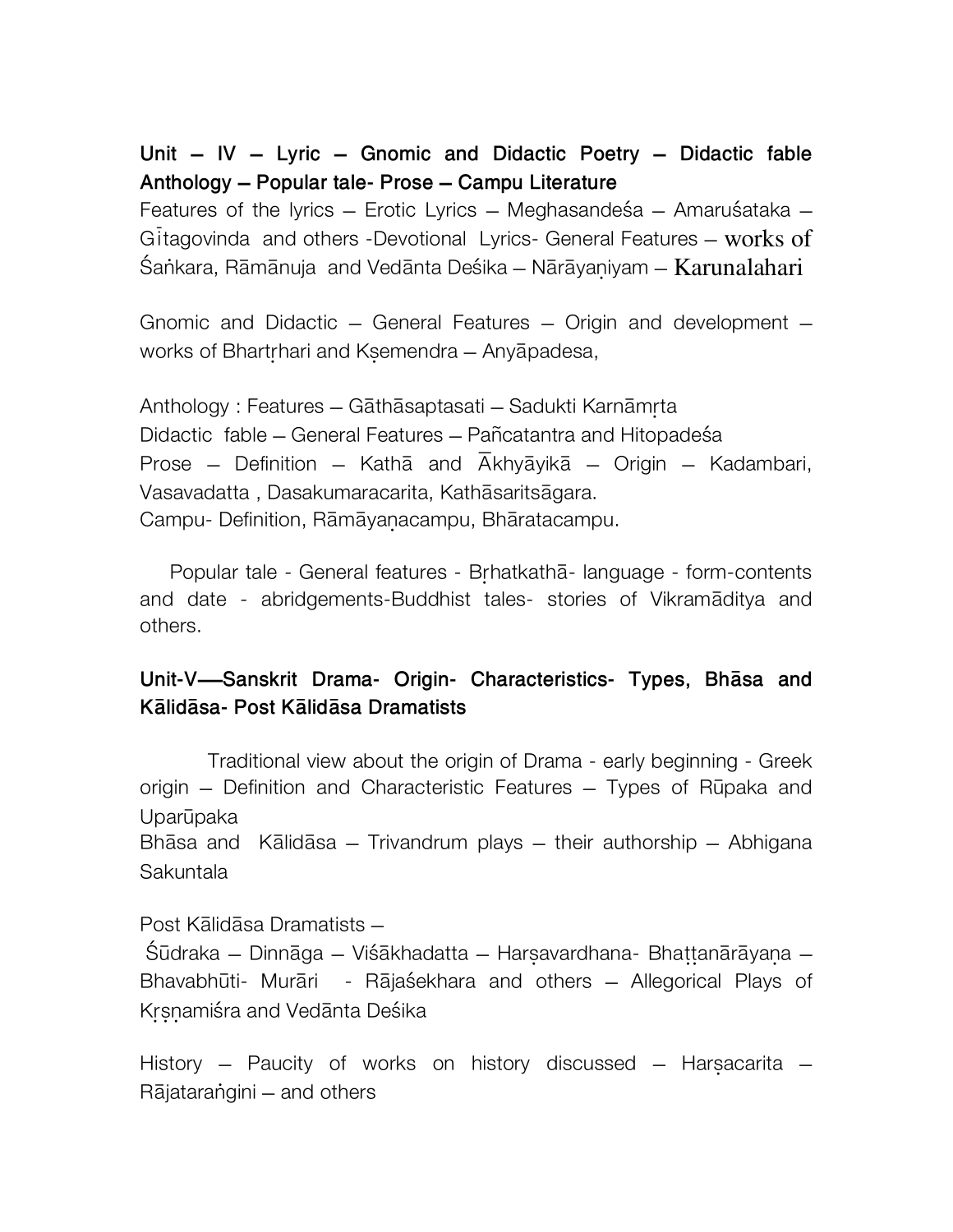**Unit – IV – Lyric – Gnomic and Didactic Poetry – Didactic fable Anthology – Popular tale- Prose – Campu Literature**

Features of the lyrics – Erotic Lyrics – Meghasandeśa – Amaruśataka – Gītagovinda and others -Devotional Lyrics- General Features – works of Śaṅkara, Rāmānuja and Vedānta Deśika – Nārāyaṇiyam – Karunalahari

Gnomic and Didactic – General Features – Origin and development – works of Bhartṛhari and Kṣemendra – Anyāpadesa,

Anthology : Features – Gāthāsaptasati – Sadukti Karnāmṛta
Didactic fable – General Features – Pañcatantra and Hitopadeśa
Prose – Definition – Kathā and Ākhyāyikā – Origin – Kadambari, Vasavadatta , Dasakumaracarita, Kathāsaritsāgara.
Campu- Definition, Rāmāyaṇacampu, Bhāratacampu.

Popular tale - General features - Bṛhatkathā- language - form-contents and date - abridgements-Buddhist tales- stories of Vikramāditya and others.

**Unit-V—Sanskrit Drama- Origin- Characteristics- Types, Bhāsa and Kālidāsa- Post Kālidāsa Dramatists**

Traditional view about the origin of Drama - early beginning - Greek origin – Definition and Characteristic Features – Types of Rūpaka and Uparūpaka
Bhāsa and Kālidāsa – Trivandrum plays – their authorship – Abhigana Sakuntala

Post Kālidāsa Dramatists –
Śūdraka – Dinnāga – Viśākhadatta – Harṣavardhana- Bhaṭṭanārāyaṇa – Bhavabhūti- Murāri - Rājaśekhara and others – Allegorical Plays of Kṛṣṇamiśra and Vedānta Deśika

History – Paucity of works on history discussed – Harṣacarita – Rājataraṅgini – and others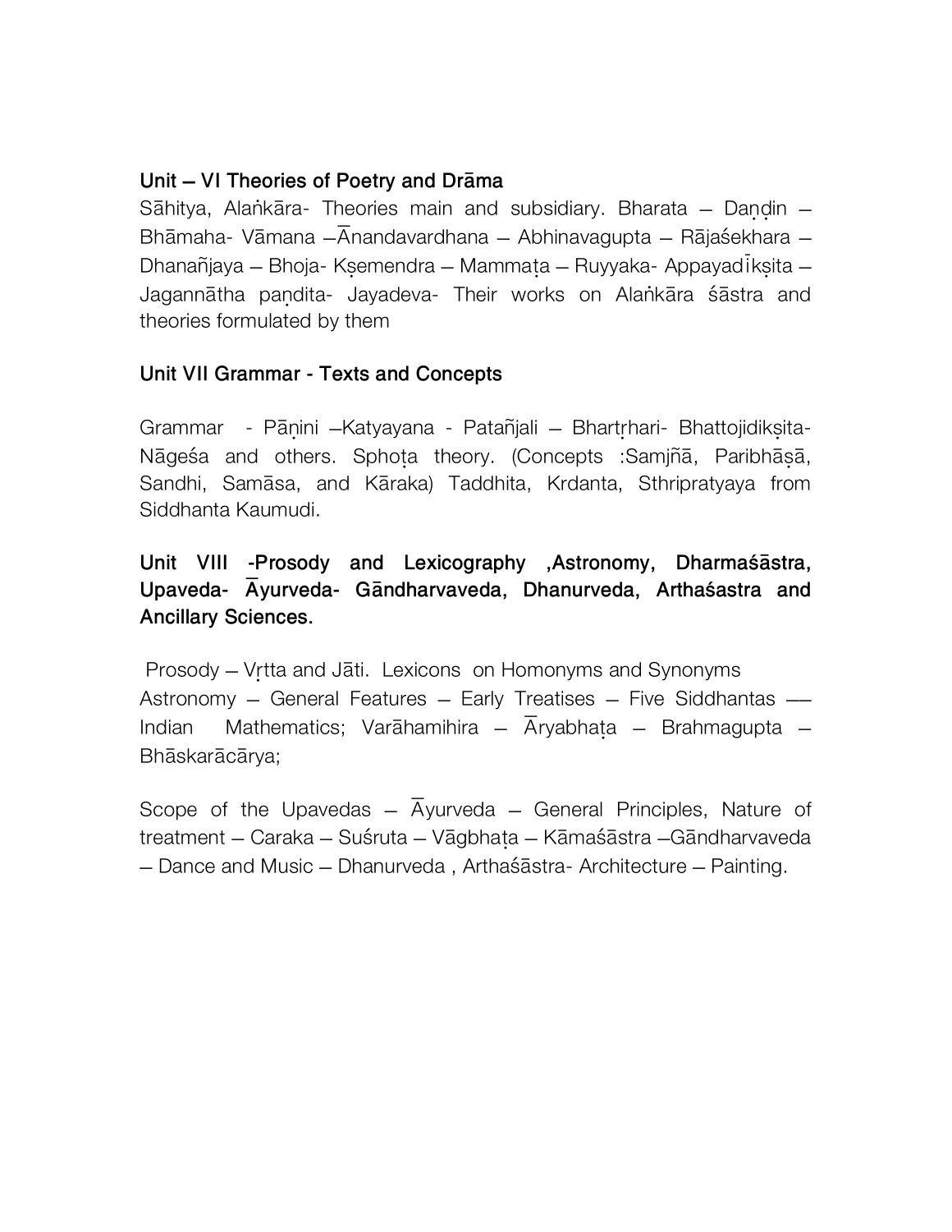### Unit – VI Theories of Poetry and Drāma

Sāhitya, Alaṅkāra- Theories main and subsidiary. Bharata – Daṇḍin – Bhāmaha- Vāmana –Ānandavardhana – Abhinavagupta – Rājaśekhara – Dhanañjaya – Bhoja- Kṣemendra – Mammaṭa – Ruyyaka- Appayadīkṣita – Jagannātha paṇḍita- Jayadeva- Their works on Alaṅkāra śāstra and theories formulated by them

### Unit VII Grammar - Texts and Concepts

Grammar - Pāṇini –Katyayana - Patañjali – Bhartṛhari- Bhattojidikṣita- Nāgeśa and others. Sphoṭa theory. (Concepts :Samjñā, Paribhāṣā, Sandhi, Samāsa, and Kāraka) Taddhita, Krdanta, Sthripratyaya from Siddhanta Kaumudi.

### Unit VIII -Prosody and Lexicography ,Astronomy, Dharmaśāstra, Upaveda- Āyurveda- Gāndharvaveda, Dhanurveda, Arthaśastra and Ancillary Sciences.

Prosody – Vṛtta and Jāti. Lexicons on Homonyms and Synonyms
Astronomy – General Features – Early Treatises – Five Siddhantas –– Indian Mathematics; Varāhamihira – Āryabhaṭa – Brahmagupta – Bhāskarācārya;

Scope of the Upavedas – Āyurveda – General Principles, Nature of treatment – Caraka – Suśruta – Vāgbhaṭa – Kāmaśāstra –Gāndharvaveda – Dance and Music – Dhanurveda , Arthaśāstra- Architecture – Painting.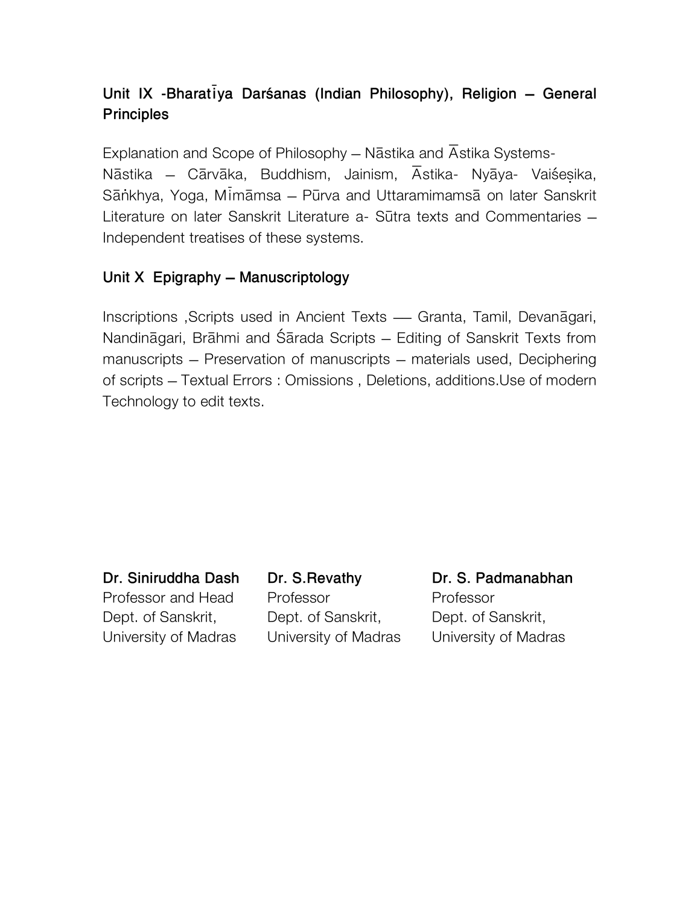## Unit IX -Bharatīya Darśanas (Indian Philosophy), Religion – General Principles

Explanation and Scope of Philosophy – Nāstika and Āstika Systems-
Nāstika – Cārvāka, Buddhism, Jainism, Āstika- Nyāya- Vaiśeṣika, Sāṅkhya, Yoga, Mīmāmsa – Pūrva and Uttaramimamsā on later Sanskrit Literature on later Sanskrit Literature a- Sūtra texts and Commentaries – Independent treatises of these systems.

## Unit X Epigraphy – Manuscriptology

Inscriptions ,Scripts used in Ancient Texts –– Granta, Tamil, Devanāgari, Nandināgari, Brāhmi and Śārada Scripts – Editing of Sanskrit Texts from manuscripts – Preservation of manuscripts – materials used, Deciphering of scripts – Textual Errors : Omissions , Deletions, additions.Use of modern Technology to edit texts.

**Dr. Siniruddha Dash**
Professor and Head
Dept. of Sanskrit,
University of Madras

**Dr. S.Revathy**
Professor
Dept. of Sanskrit,
University of Madras

**Dr. S. Padmanabhan**
Professor
Dept. of Sanskrit,
University of Madras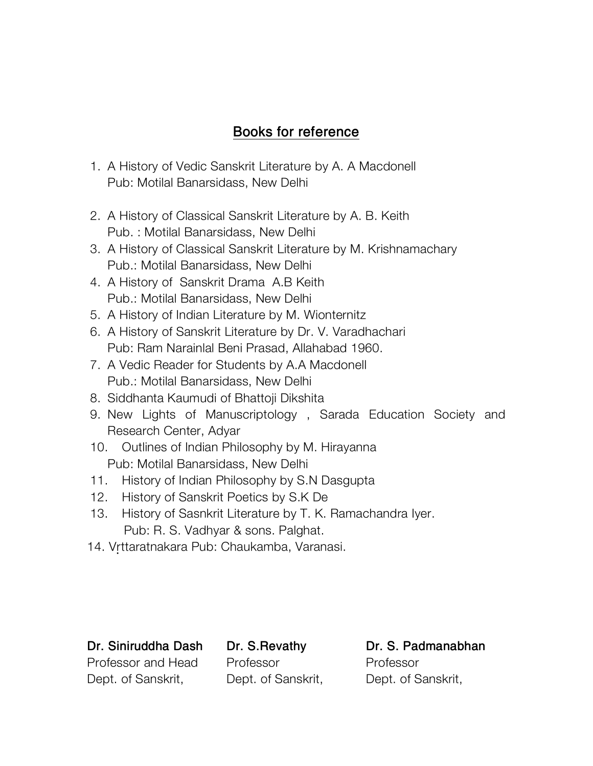## Books for reference

1. A History of Vedic Sanskrit Literature by A. A Macdonell
   Pub: Motilal Banarsidass, New Delhi
2. A History of Classical Sanskrit Literature by A. B. Keith
   Pub. : Motilal Banarsidass, New Delhi
3. A History of Classical Sanskrit Literature by M. Krishnamachary
   Pub.: Motilal Banarsidass, New Delhi
4. A History of Sanskrit Drama A.B Keith
   Pub.: Motilal Banarsidass, New Delhi
5. A History of Indian Literature by M. Wionternitz
6. A History of Sanskrit Literature by Dr. V. Varadhachari
   Pub: Ram Narainlal Beni Prasad, Allahabad 1960.
7. A Vedic Reader for Students by A.A Macdonell
   Pub.: Motilal Banarsidass, New Delhi
8. Siddhanta Kaumudi of Bhattoji Dikshita
9. New Lights of Manuscriptology , Sarada Education Society and Research Center, Adyar
10. Outlines of Indian Philosophy by M. Hirayanna
    Pub: Motilal Banarsidass, New Delhi
11. History of Indian Philosophy by S.N Dasgupta
12. History of Sanskrit Poetics by S.K De
13. History of Sasnkrit Literature by T. K. Ramachandra Iyer.
    Pub: R. S. Vadhyar & sons. Palghat.
14. Vṛttaratnakara Pub: Chaukamba, Varanasi.

**Dr. Siniruddha Dash**
Professor and Head
Dept. of Sanskrit,

**Dr. S.Revathy**
Professor
Dept. of Sanskrit,

**Dr. S. Padmanabhan**
Professor
Dept. of Sanskrit,